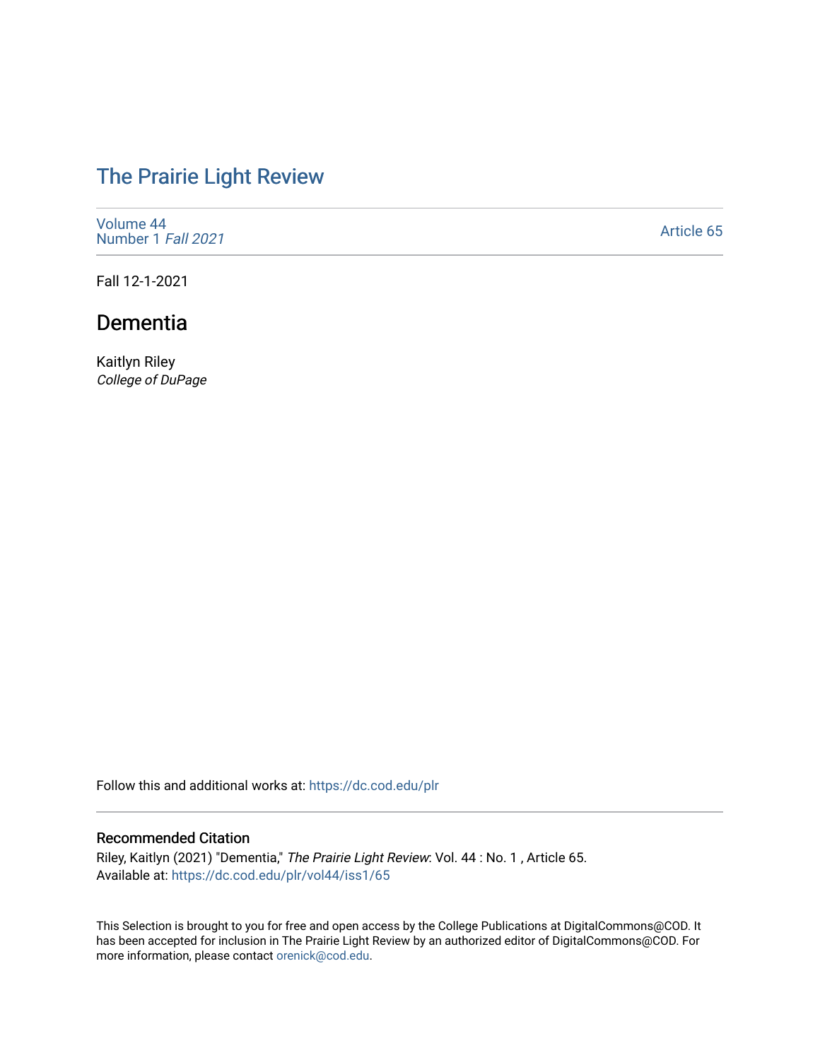# The Prairie Light Review

Volume 44
Number 1 *Fall 2021*

Article 65

Fall 12-1-2021

## Dementia

Kaitlyn Riley
*College of DuPage*

Follow this and additional works at: https://dc.cod.edu/plr

### Recommended Citation

Riley, Kaitlyn (2021) "Dementia," *The Prairie Light Review*: Vol. 44 : No. 1 , Article 65.
Available at: https://dc.cod.edu/plr/vol44/iss1/65

This Selection is brought to you for free and open access by the College Publications at DigitalCommons@COD. It has been accepted for inclusion in The Prairie Light Review by an authorized editor of DigitalCommons@COD. For more information, please contact orenick@cod.edu.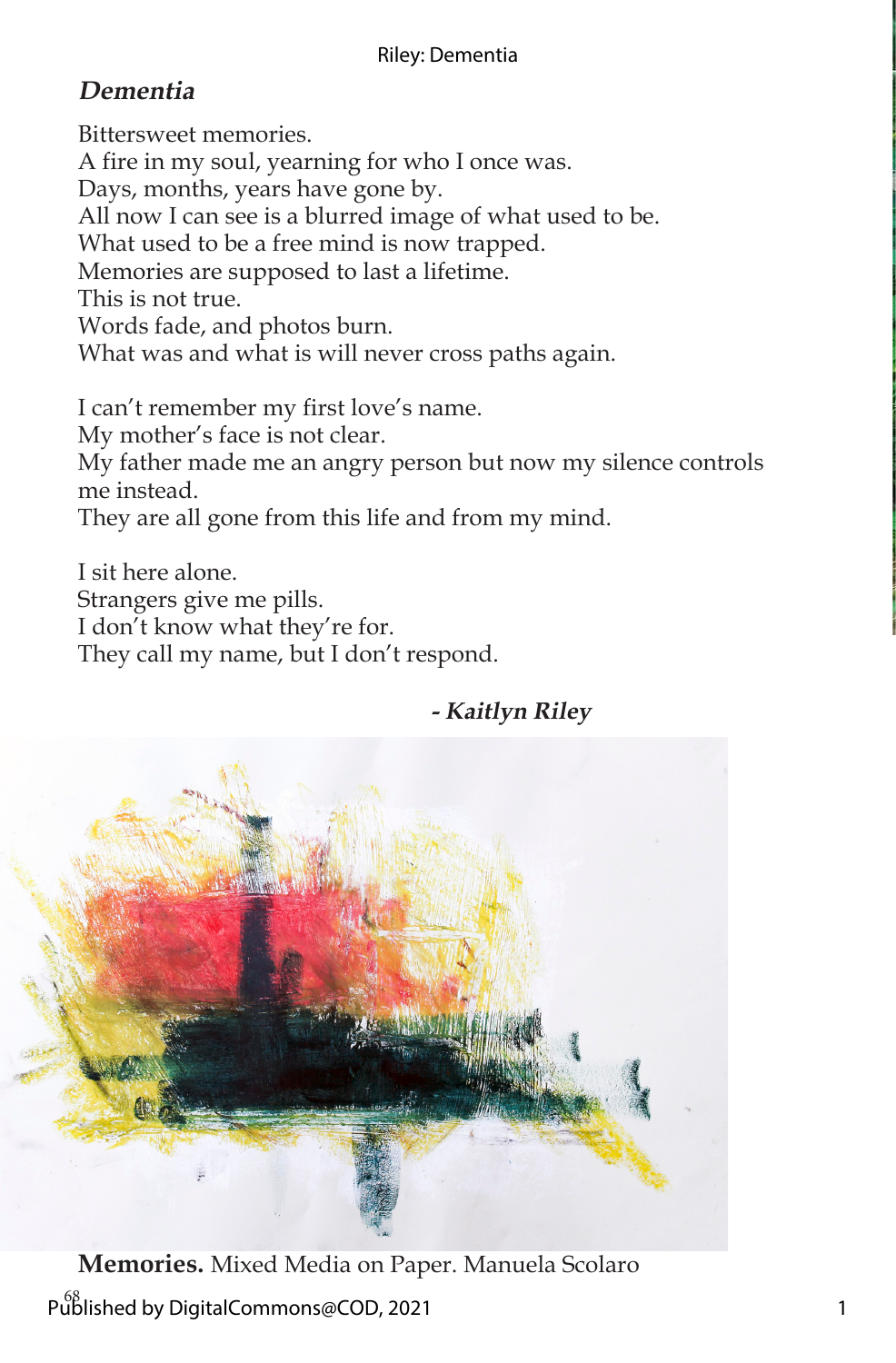## *Dementia*

Bittersweet memories.
A fire in my soul, yearning for who I once was.
Days, months, years have gone by.
All now I can see is a blurred image of what used to be.
What used to be a free mind is now trapped.
Memories are supposed to last a lifetime.
This is not true.
Words fade, and photos burn.
What was and what is will never cross paths again.

I can't remember my first love's name.
My mother's face is not clear.
My father made me an angry person but now my silence controls me instead.
They are all gone from this life and from my mind.

I sit here alone.
Strangers give me pills.
I don't know what they're for.
They call my name, but I don't respond.

***- Kaitlyn Riley***

**Memories.** Mixed Media on Paper. Manuela Scolaro